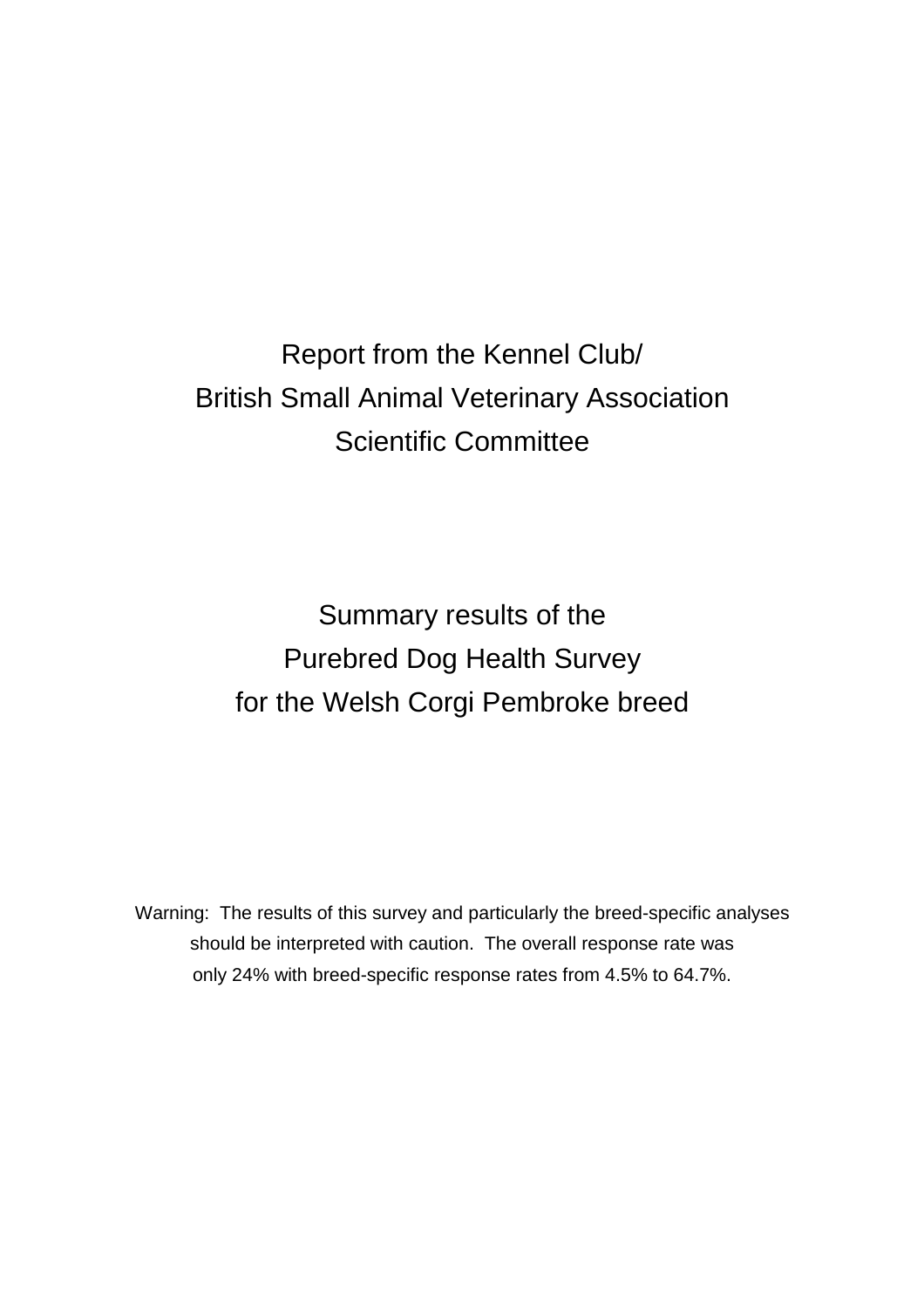# Report from the Kennel Club/ British Small Animal Veterinary Association Scientific Committee

# Summary results of the Purebred Dog Health Survey for the Welsh Corgi Pembroke breed

Warning: The results of this survey and particularly the breed-specific analyses should be interpreted with caution. The overall response rate was only 24% with breed-specific response rates from 4.5% to 64.7%.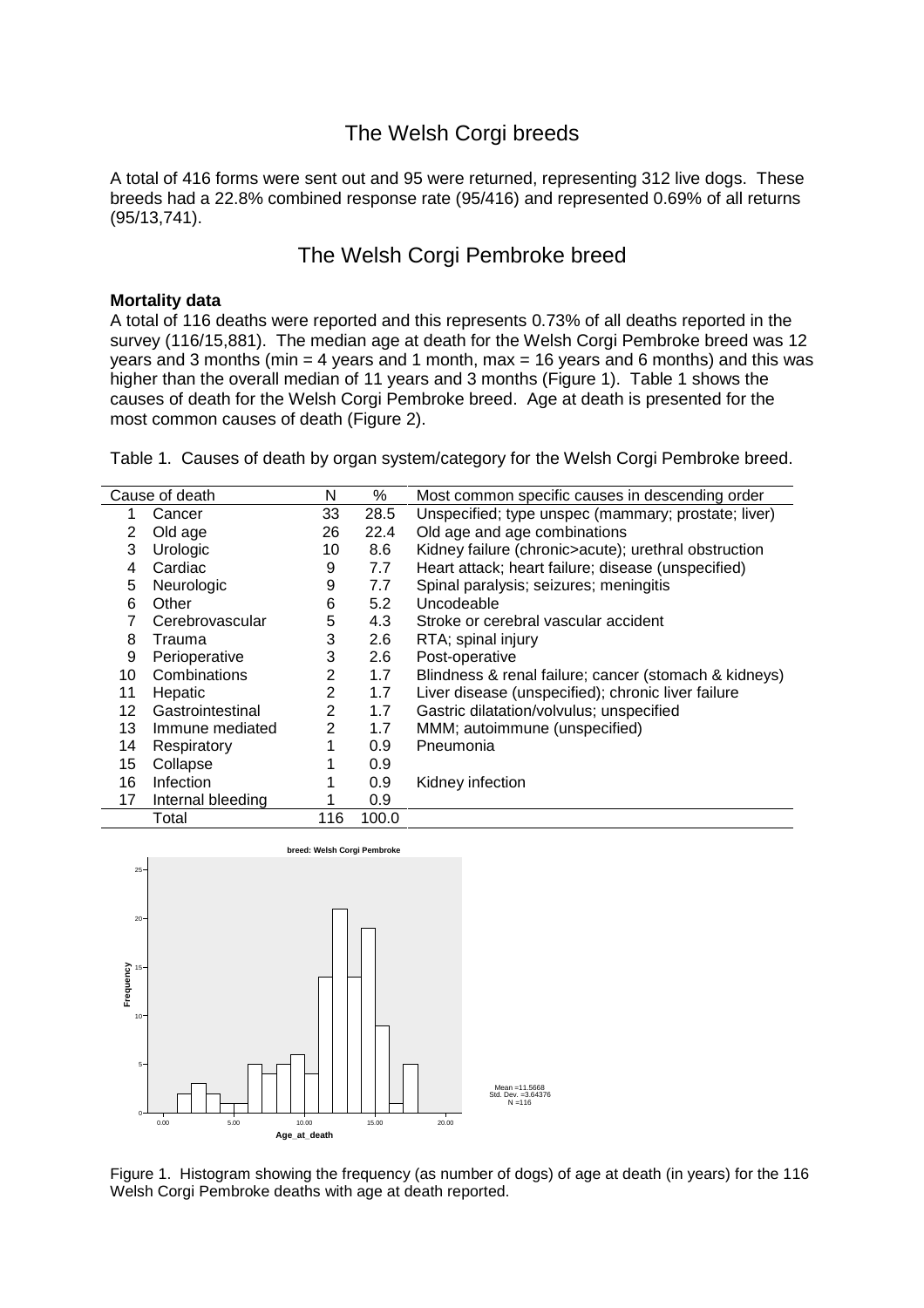# The Welsh Corgi breeds

A total of 416 forms were sent out and 95 were returned, representing 312 live dogs. These breeds had a 22.8% combined response rate (95/416) and represented 0.69% of all returns (95/13,741).

# The Welsh Corgi Pembroke breed

**Mortality data**

A total of 116 deaths were reported and this represents 0.73% of all deaths reported in the survey (116/15,881). The median age at death for the Welsh Corgi Pembroke breed was 12 years and 3 months (min = 4 years and 1 month, max = 16 years and 6 months) and this was higher than the overall median of 11 years and 3 months (Figure 1). Table 1 shows the causes of death for the Welsh Corgi Pembroke breed. Age at death is presented for the most common causes of death (Figure 2).

Table 1. Causes of death by organ system/category for the Welsh Corgi Pembroke breed.

| | Cause of death | N | % | Most common specific causes in descending order |
|---|---|---|---|---|
| 1 | Cancer | 33 | 28.5 | Unspecified; type unspec (mammary; prostate; liver) |
| 2 | Old age | 26 | 22.4 | Old age and age combinations |
| 3 | Urologic | 10 | 8.6 | Kidney failure (chronic>acute); urethral obstruction |
| 4 | Cardiac | 9 | 7.7 | Heart attack; heart failure; disease (unspecified) |
| 5 | Neurologic | 9 | 7.7 | Spinal paralysis; seizures; meningitis |
| 6 | Other | 6 | 5.2 | Uncodeable |
| 7 | Cerebrovascular | 5 | 4.3 | Stroke or cerebral vascular accident |
| 8 | Trauma | 3 | 2.6 | RTA; spinal injury |
| 9 | Perioperative | 3 | 2.6 | Post-operative |
| 10 | Combinations | 2 | 1.7 | Blindness & renal failure; cancer (stomach & kidneys) |
| 11 | Hepatic | 2 | 1.7 | Liver disease (unspecified); chronic liver failure |
| 12 | Gastrointestinal | 2 | 1.7 | Gastric dilatation/volvulus; unspecified |
| 13 | Immune mediated | 2 | 1.7 | MMM; autoimmune (unspecified) |
| 14 | Respiratory | 1 | 0.9 | Pneumonia |
| 15 | Collapse | 1 | 0.9 | |
| 16 | Infection | 1 | 0.9 | Kidney infection |
| 17 | Internal bleeding | 1 | 0.9 | |
| | Total | 116 | 100.0 | |

Figure 1. Histogram showing the frequency (as number of dogs) of age at death (in years) for the 116 Welsh Corgi Pembroke deaths with age at death reported.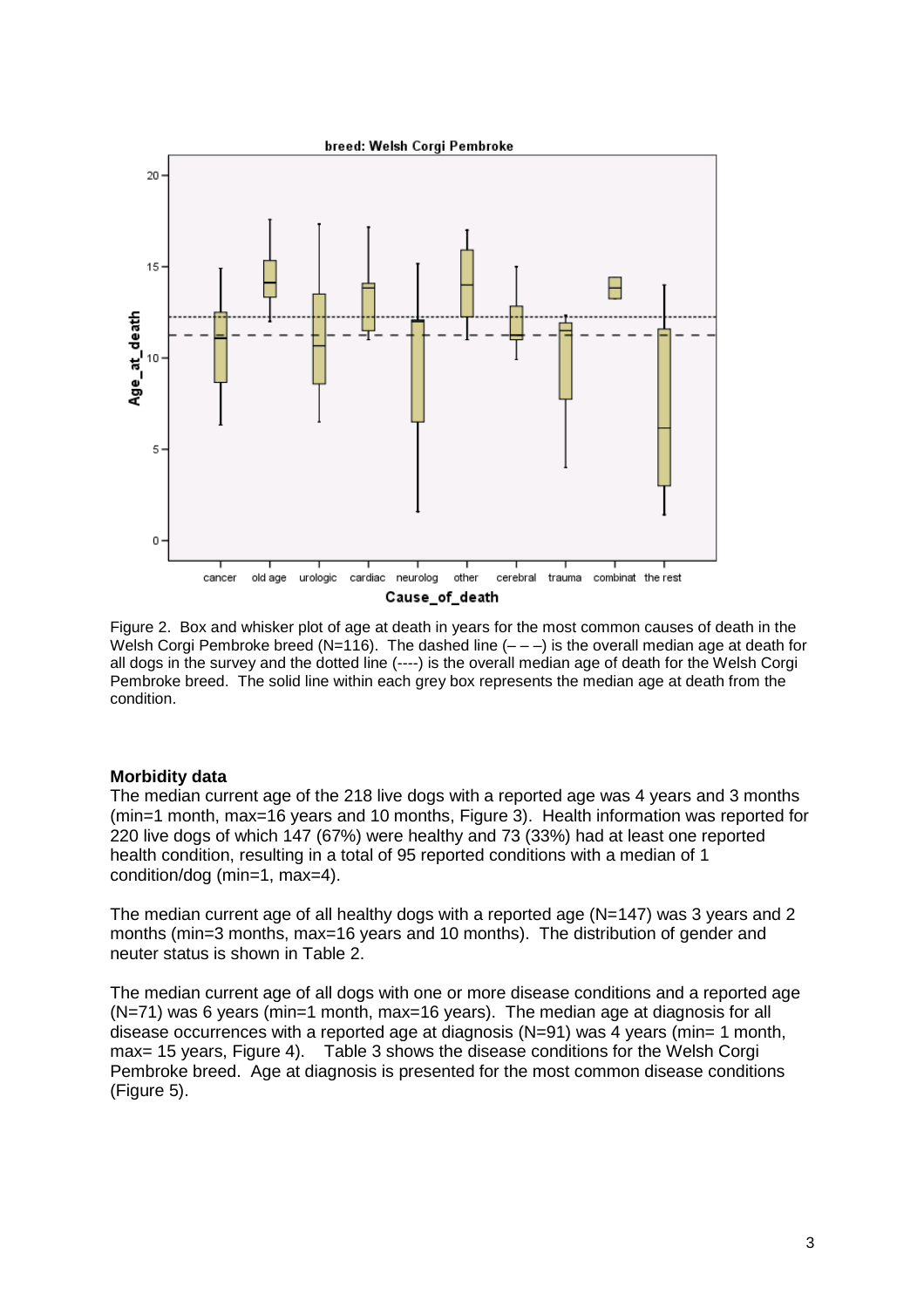Figure 2. Box and whisker plot of age at death in years for the most common causes of death in the Welsh Corgi Pembroke breed (N=116). The dashed line (– – –) is the overall median age at death for all dogs in the survey and the dotted line (----) is the overall median age of death for the Welsh Corgi Pembroke breed. The solid line within each grey box represents the median age at death from the condition.

**Morbidity data**

The median current age of the 218 live dogs with a reported age was 4 years and 3 months (min=1 month, max=16 years and 10 months, Figure 3). Health information was reported for 220 live dogs of which 147 (67%) were healthy and 73 (33%) had at least one reported health condition, resulting in a total of 95 reported conditions with a median of 1 condition/dog (min=1, max=4).

The median current age of all healthy dogs with a reported age (N=147) was 3 years and 2 months (min=3 months, max=16 years and 10 months). The distribution of gender and neuter status is shown in Table 2.

The median current age of all dogs with one or more disease conditions and a reported age (N=71) was 6 years (min=1 month, max=16 years). The median age at diagnosis for all disease occurrences with a reported age at diagnosis (N=91) was 4 years (min= 1 month, max= 15 years, Figure 4). Table 3 shows the disease conditions for the Welsh Corgi Pembroke breed. Age at diagnosis is presented for the most common disease conditions (Figure 5).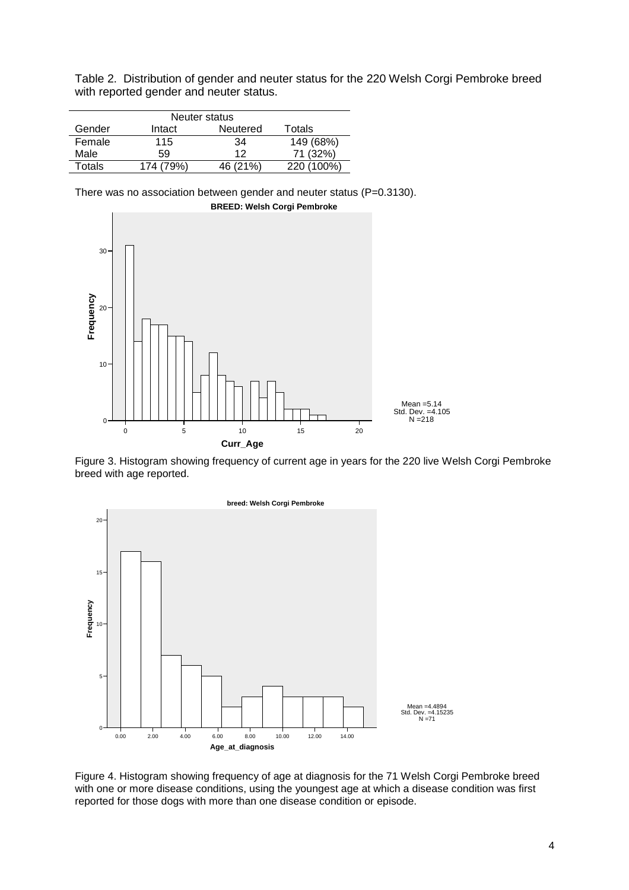Table 2. Distribution of gender and neuter status for the 220 Welsh Corgi Pembroke breed with reported gender and neuter status.

| | Neuter status | | |
|---|---|---|---|
| Gender | Intact | Neutered | Totals |
| Female | 115 | 34 | 149 (68%) |
| Male | 59 | 12 | 71 (32%) |
| Totals | 174 (79%) | 46 (21%) | 220 (100%) |

There was no association between gender and neuter status (P=0.3130).

Figure 3. Histogram showing frequency of current age in years for the 220 live Welsh Corgi Pembroke breed with age reported.

Figure 4. Histogram showing frequency of age at diagnosis for the 71 Welsh Corgi Pembroke breed with one or more disease conditions, using the youngest age at which a disease condition was first reported for those dogs with more than one disease condition or episode.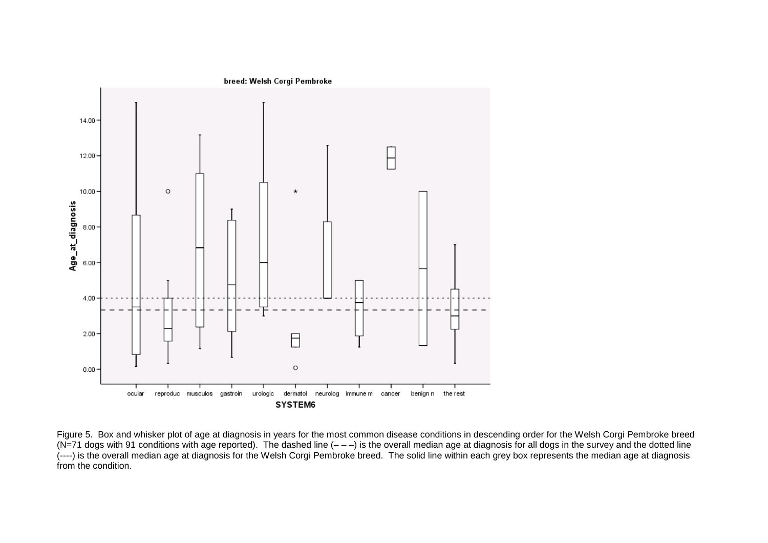breed: Welsh Corgi Pembroke

Age_at_diagnosis

SYSTEM6

ocular, reproduc, musculos, gastroin, urologic, dermatol, neurolog, immune m, cancer, benign n, the rest

Figure 5. Box and whisker plot of age at diagnosis in years for the most common disease conditions in descending order for the Welsh Corgi Pembroke breed (N=71 dogs with 91 conditions with age reported). The dashed line (– – –) is the overall median age at diagnosis for all dogs in the survey and the dotted line (----) is the overall median age at diagnosis for the Welsh Corgi Pembroke breed. The solid line within each grey box represents the median age at diagnosis from the condition.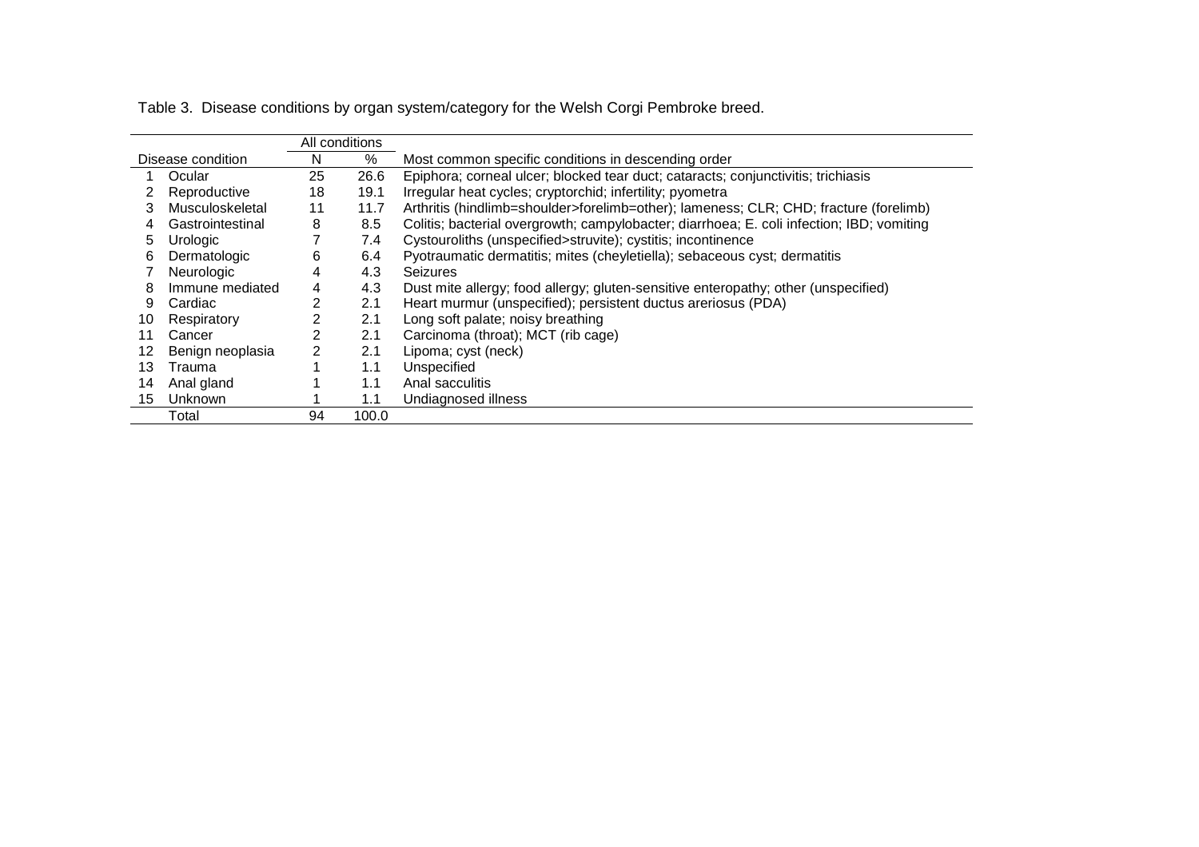Table 3. Disease conditions by organ system/category for the Welsh Corgi Pembroke breed.

| Disease condition | | All conditions | | Most common specific conditions in descending order |
|---|---|---|---|---|
| | | N | % | |
| 1 | Ocular | 25 | 26.6 | Epiphora; corneal ulcer; blocked tear duct; cataracts; conjunctivitis; trichiasis |
| 2 | Reproductive | 18 | 19.1 | Irregular heat cycles; cryptorchid; infertility; pyometra |
| 3 | Musculoskeletal | 11 | 11.7 | Arthritis (hindlimb=shoulder>forelimb=other); lameness; CLR; CHD; fracture (forelimb) |
| 4 | Gastrointestinal | 8 | 8.5 | Colitis; bacterial overgrowth; campylobacter; diarrhoea; E. coli infection; IBD; vomiting |
| 5 | Urologic | 7 | 7.4 | Cystouroliths (unspecified>struvite); cystitis; incontinence |
| 6 | Dermatologic | 6 | 6.4 | Pyotraumatic dermatitis; mites (cheyletiella); sebaceous cyst; dermatitis |
| 7 | Neurologic | 4 | 4.3 | Seizures |
| 8 | Immune mediated | 4 | 4.3 | Dust mite allergy; food allergy; gluten-sensitive enteropathy; other (unspecified) |
| 9 | Cardiac | 2 | 2.1 | Heart murmur (unspecified); persistent ductus areriosus (PDA) |
| 10 | Respiratory | 2 | 2.1 | Long soft palate; noisy breathing |
| 11 | Cancer | 2 | 2.1 | Carcinoma (throat); MCT (rib cage) |
| 12 | Benign neoplasia | 2 | 2.1 | Lipoma; cyst (neck) |
| 13 | Trauma | 1 | 1.1 | Unspecified |
| 14 | Anal gland | 1 | 1.1 | Anal sacculitis |
| 15 | Unknown | 1 | 1.1 | Undiagnosed illness |
| | Total | 94 | 100.0 | |